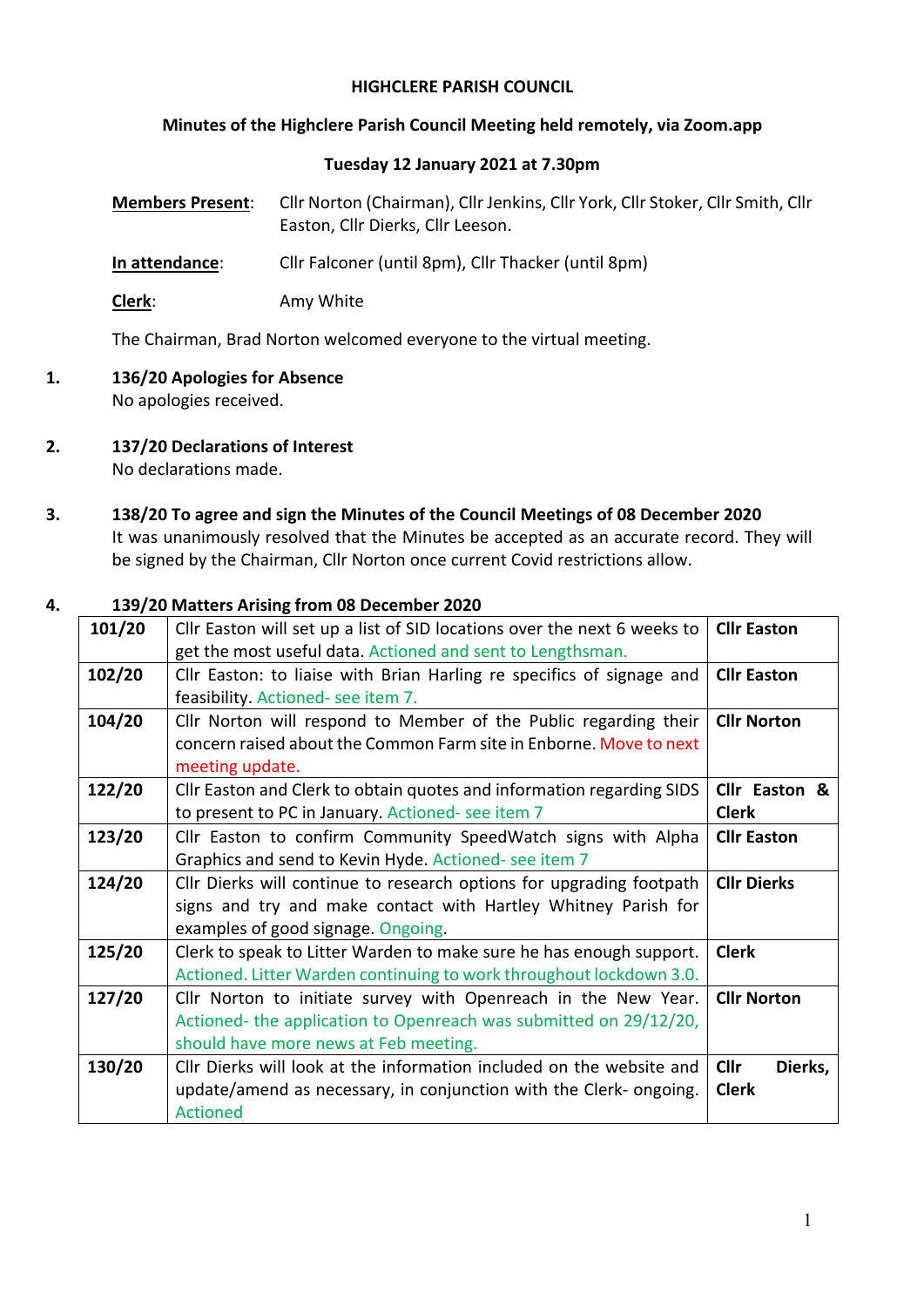**HIGHCLERE PARISH COUNCIL**

**Minutes of the Highclere Parish Council Meeting held remotely, via Zoom.app**

**Tuesday 12 January 2021 at 7.30pm**

**Members Present**: Cllr Norton (Chairman), Cllr Jenkins, Cllr York, Cllr Stoker, Cllr Smith, Cllr Easton, Cllr Dierks, Cllr Leeson.

**In attendance**: Cllr Falconer (until 8pm), Cllr Thacker (until 8pm)

**Clerk**: Amy White

The Chairman, Brad Norton welcomed everyone to the virtual meeting.

1. **136/20 Apologies for Absence**
   No apologies received.

2. **137/20 Declarations of Interest**
   No declarations made.

3. **138/20 To agree and sign the Minutes of the Council Meetings of 08 December 2020**
   It was unanimously resolved that the Minutes be accepted as an accurate record. They will be signed by the Chairman, Cllr Norton once current Covid restrictions allow.

4. **139/20 Matters Arising from 08 December 2020**

| | | |
|---|---|---|
| **101/20** | Cllr Easton will set up a list of SID locations over the next 6 weeks to get the most useful data. Actioned and sent to Lengthsman. | **Cllr Easton** |
| **102/20** | Cllr Easton: to liaise with Brian Harling re specifics of signage and feasibility. Actioned- see item 7. | **Cllr Easton** |
| **104/20** | Cllr Norton will respond to Member of the Public regarding their concern raised about the Common Farm site in Enborne. Move to next meeting update. | **Cllr Norton** |
| **122/20** | Cllr Easton and Clerk to obtain quotes and information regarding SIDS to present to PC in January. Actioned- see item 7 | **Cllr Easton & Clerk** |
| **123/20** | Cllr Easton to confirm Community SpeedWatch signs with Alpha Graphics and send to Kevin Hyde. Actioned- see item 7 | **Cllr Easton** |
| **124/20** | Cllr Dierks will continue to research options for upgrading footpath signs and try and make contact with Hartley Whitney Parish for examples of good signage. Ongoing. | **Cllr Dierks** |
| **125/20** | Clerk to speak to Litter Warden to make sure he has enough support. Actioned. Litter Warden continuing to work throughout lockdown 3.0. | **Clerk** |
| **127/20** | Cllr Norton to initiate survey with Openreach in the New Year. Actioned- the application to Openreach was submitted on 29/12/20, should have more news at Feb meeting. | **Cllr Norton** |
| **130/20** | Cllr Dierks will look at the information included on the website and update/amend as necessary, in conjunction with the Clerk- ongoing. Actioned | **Cllr Dierks, Clerk** |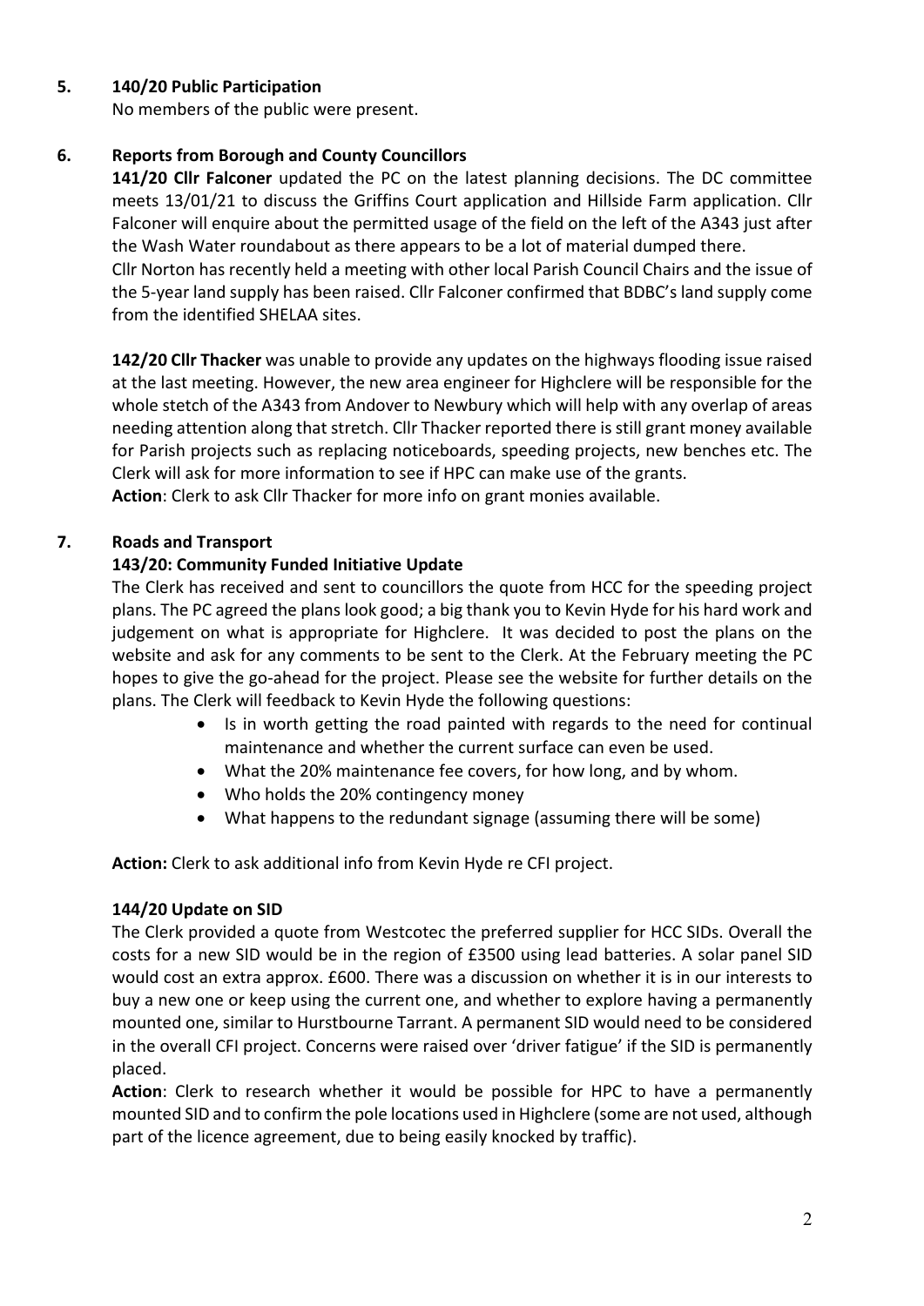## 5. 140/20 Public Participation

No members of the public were present.

## 6. Reports from Borough and County Councillors

**141/20 Cllr Falconer** updated the PC on the latest planning decisions. The DC committee meets 13/01/21 to discuss the Griffins Court application and Hillside Farm application. Cllr Falconer will enquire about the permitted usage of the field on the left of the A343 just after the Wash Water roundabout as there appears to be a lot of material dumped there.

Cllr Norton has recently held a meeting with other local Parish Council Chairs and the issue of the 5-year land supply has been raised. Cllr Falconer confirmed that BDBC's land supply come from the identified SHELAA sites.

**142/20 Cllr Thacker** was unable to provide any updates on the highways flooding issue raised at the last meeting. However, the new area engineer for Highclere will be responsible for the whole stetch of the A343 from Andover to Newbury which will help with any overlap of areas needing attention along that stretch. Cllr Thacker reported there is still grant money available for Parish projects such as replacing noticeboards, speeding projects, new benches etc. The Clerk will ask for more information to see if HPC can make use of the grants.

**Action**: Clerk to ask Cllr Thacker for more info on grant monies available.

## 7. Roads and Transport

### 143/20: Community Funded Initiative Update

The Clerk has received and sent to councillors the quote from HCC for the speeding project plans. The PC agreed the plans look good; a big thank you to Kevin Hyde for his hard work and judgement on what is appropriate for Highclere. It was decided to post the plans on the website and ask for any comments to be sent to the Clerk. At the February meeting the PC hopes to give the go-ahead for the project. Please see the website for further details on the plans. The Clerk will feedback to Kevin Hyde the following questions:

- Is in worth getting the road painted with regards to the need for continual maintenance and whether the current surface can even be used.
- What the 20% maintenance fee covers, for how long, and by whom.
- Who holds the 20% contingency money
- What happens to the redundant signage (assuming there will be some)

**Action:** Clerk to ask additional info from Kevin Hyde re CFI project.

### 144/20 Update on SID

The Clerk provided a quote from Westcotec the preferred supplier for HCC SIDs. Overall the costs for a new SID would be in the region of £3500 using lead batteries. A solar panel SID would cost an extra approx. £600. There was a discussion on whether it is in our interests to buy a new one or keep using the current one, and whether to explore having a permanently mounted one, similar to Hurstbourne Tarrant. A permanent SID would need to be considered in the overall CFI project. Concerns were raised over 'driver fatigue' if the SID is permanently placed.

**Action**: Clerk to research whether it would be possible for HPC to have a permanently mounted SID and to confirm the pole locations used in Highclere (some are not used, although part of the licence agreement, due to being easily knocked by traffic).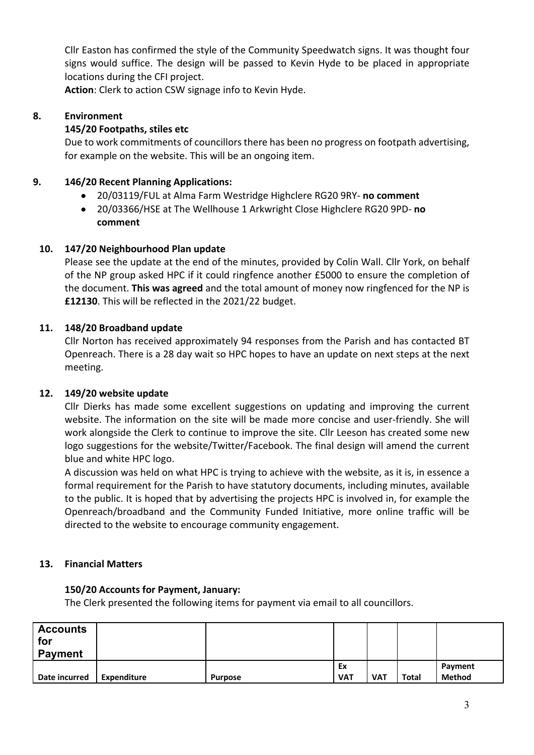Cllr Easton has confirmed the style of the Community Speedwatch signs. It was thought four signs would suffice. The design will be passed to Kevin Hyde to be placed in appropriate locations during the CFI project.

**Action**: Clerk to action CSW signage info to Kevin Hyde.

## 8. Environment

### 145/20 Footpaths, stiles etc

Due to work commitments of councillors there has been no progress on footpath advertising, for example on the website. This will be an ongoing item.

## 9. 146/20 Recent Planning Applications:

- 20/03119/FUL at Alma Farm Westridge Highclere RG20 9RY- **no comment**
- 20/03366/HSE at The Wellhouse 1 Arkwright Close Highclere RG20 9PD- **no comment**

## 10. 147/20 Neighbourhood Plan update

Please see the update at the end of the minutes, provided by Colin Wall. Cllr York, on behalf of the NP group asked HPC if it could ringfence another £5000 to ensure the completion of the document. **This was agreed** and the total amount of money now ringfenced for the NP is **£12130**. This will be reflected in the 2021/22 budget.

## 11. 148/20 Broadband update

Cllr Norton has received approximately 94 responses from the Parish and has contacted BT Openreach. There is a 28 day wait so HPC hopes to have an update on next steps at the next meeting.

## 12. 149/20 website update

Cllr Dierks has made some excellent suggestions on updating and improving the current website. The information on the site will be made more concise and user-friendly. She will work alongside the Clerk to continue to improve the site. Cllr Leeson has created some new logo suggestions for the website/Twitter/Facebook. The final design will amend the current blue and white HPC logo.

A discussion was held on what HPC is trying to achieve with the website, as it is, in essence a formal requirement for the Parish to have statutory documents, including minutes, available to the public. It is hoped that by advertising the projects HPC is involved in, for example the Openreach/broadband and the Community Funded Initiative, more online traffic will be directed to the website to encourage community engagement.

## 13. Financial Matters

### 150/20 Accounts for Payment, January:

The Clerk presented the following items for payment via email to all councillors.

| Accounts for Payment | | | | | | |
|---|---|---|---|---|---|---|
| **Date incurred** | **Expenditure** | **Purpose** | **Ex VAT** | **VAT** | **Total** | **Payment Method** |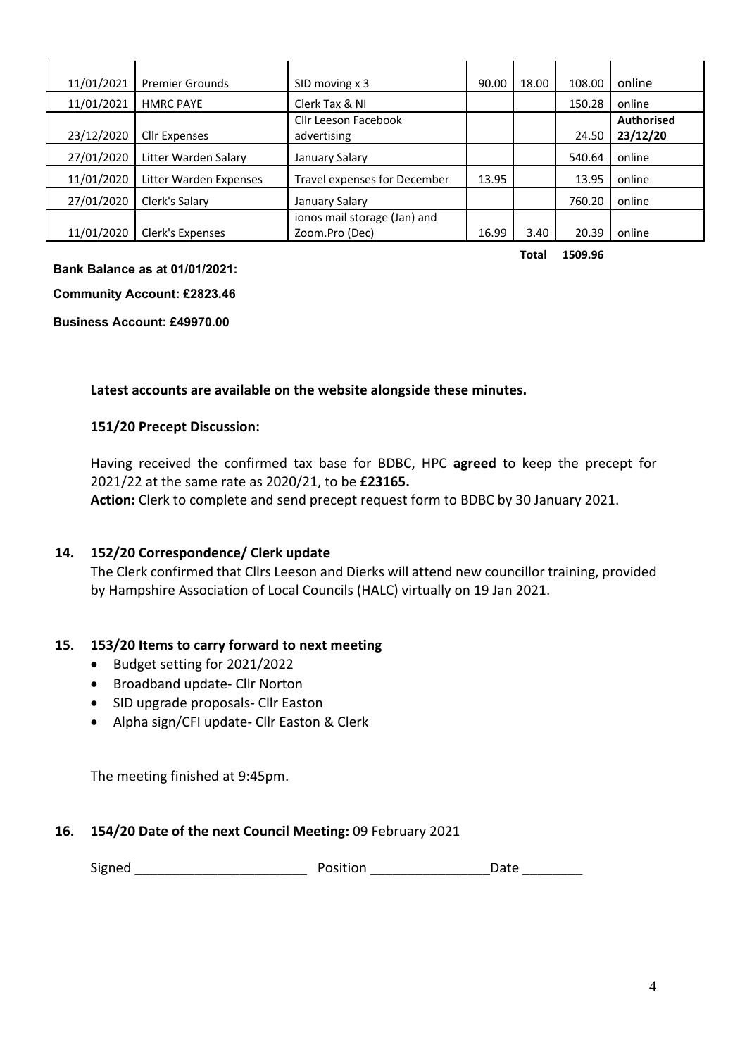| | | | | | | |
|---|---|---|---|---|---|---|
| 11/01/2021 | Premier Grounds | SID moving x 3 | 90.00 | 18.00 | 108.00 | online |
| 11/01/2021 | HMRC PAYE | Clerk Tax & NI | | | 150.28 | online |
| 23/12/2020 | Cllr Expenses | Cllr Leeson Facebook advertising | | | 24.50 | **Authorised 23/12/20** |
| 27/01/2020 | Litter Warden Salary | January Salary | | | 540.64 | online |
| 11/01/2020 | Litter Warden Expenses | Travel expenses for December | 13.95 | | 13.95 | online |
| 27/01/2020 | Clerk's Salary | January Salary | | | 760.20 | online |
| 11/01/2020 | Clerk's Expenses | ionos mail storage (Jan) and Zoom.Pro (Dec) | 16.99 | 3.40 | 20.39 | online |
| | | | | **Total** | **1509.96** | |

**Bank Balance as at 01/01/2021:**

**Community Account: £2823.46**

**Business Account: £49970.00**

**Latest accounts are available on the website alongside these minutes.**

**151/20 Precept Discussion:**

Having received the confirmed tax base for BDBC, HPC **agreed** to keep the precept for 2021/22 at the same rate as 2020/21, to be **£23165.**
**Action:** Clerk to complete and send precept request form to BDBC by 30 January 2021.

**14. 152/20 Correspondence/ Clerk update**

The Clerk confirmed that Cllrs Leeson and Dierks will attend new councillor training, provided by Hampshire Association of Local Councils (HALC) virtually on 19 Jan 2021.

**15. 153/20 Items to carry forward to next meeting**

- Budget setting for 2021/2022
- Broadband update- Cllr Norton
- SID upgrade proposals- Cllr Easton
- Alpha sign/CFI update- Cllr Easton & Clerk

The meeting finished at 9:45pm.

**16. 154/20 Date of the next Council Meeting:** 09 February 2021

Signed ______________________ Position _______________Date ________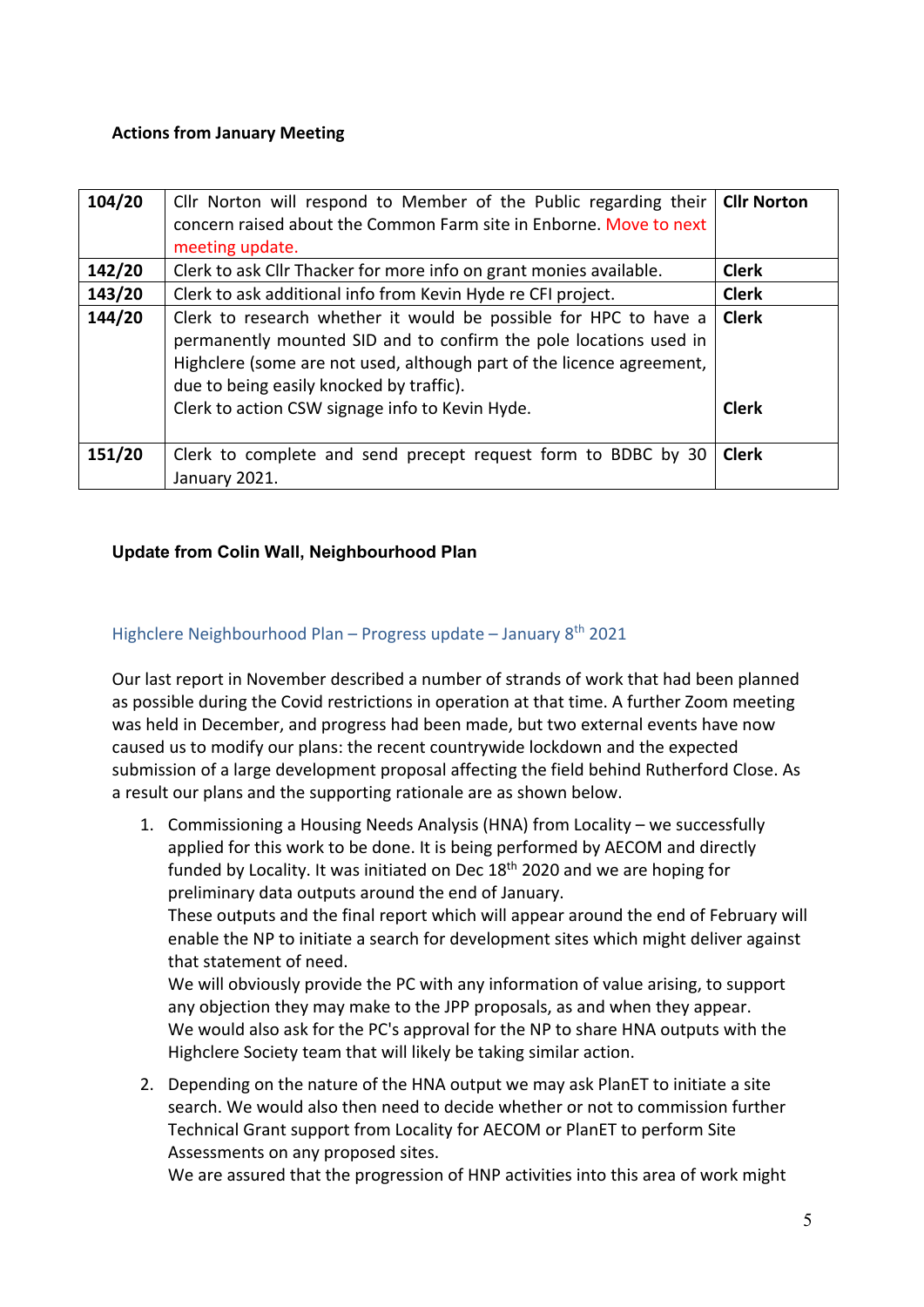**Actions from January Meeting**

| 104/20 | Cllr Norton will respond to Member of the Public regarding their concern raised about the Common Farm site in Enborne. Move to next meeting update. | Cllr Norton |
|---|---|---|
| 142/20 | Clerk to ask Cllr Thacker for more info on grant monies available. | Clerk |
| 143/20 | Clerk to ask additional info from Kevin Hyde re CFI project. | Clerk |
| 144/20 | Clerk to research whether it would be possible for HPC to have a permanently mounted SID and to confirm the pole locations used in Highclere (some are not used, although part of the licence agreement, due to being easily knocked by traffic).<br>Clerk to action CSW signage info to Kevin Hyde. | Clerk<br><br>Clerk |
| 151/20 | Clerk to complete and send precept request form to BDBC by 30 January 2021. | Clerk |

**Update from Colin Wall, Neighbourhood Plan**

## Highclere Neighbourhood Plan – Progress update – January 8th 2021

Our last report in November described a number of strands of work that had been planned as possible during the Covid restrictions in operation at that time. A further Zoom meeting was held in December, and progress had been made, but two external events have now caused us to modify our plans: the recent countrywide lockdown and the expected submission of a large development proposal affecting the field behind Rutherford Close. As a result our plans and the supporting rationale are as shown below.

1. Commissioning a Housing Needs Analysis (HNA) from Locality – we successfully applied for this work to be done. It is being performed by AECOM and directly funded by Locality. It was initiated on Dec 18th 2020 and we are hoping for preliminary data outputs around the end of January.
   These outputs and the final report which will appear around the end of February will enable the NP to initiate a search for development sites which might deliver against that statement of need.
   We will obviously provide the PC with any information of value arising, to support any objection they may make to the JPP proposals, as and when they appear.
   We would also ask for the PC's approval for the NP to share HNA outputs with the Highclere Society team that will likely be taking similar action.
2. Depending on the nature of the HNA output we may ask PlanET to initiate a site search. We would also then need to decide whether or not to commission further Technical Grant support from Locality for AECOM or PlanET to perform Site Assessments on any proposed sites.
   We are assured that the progression of HNP activities into this area of work might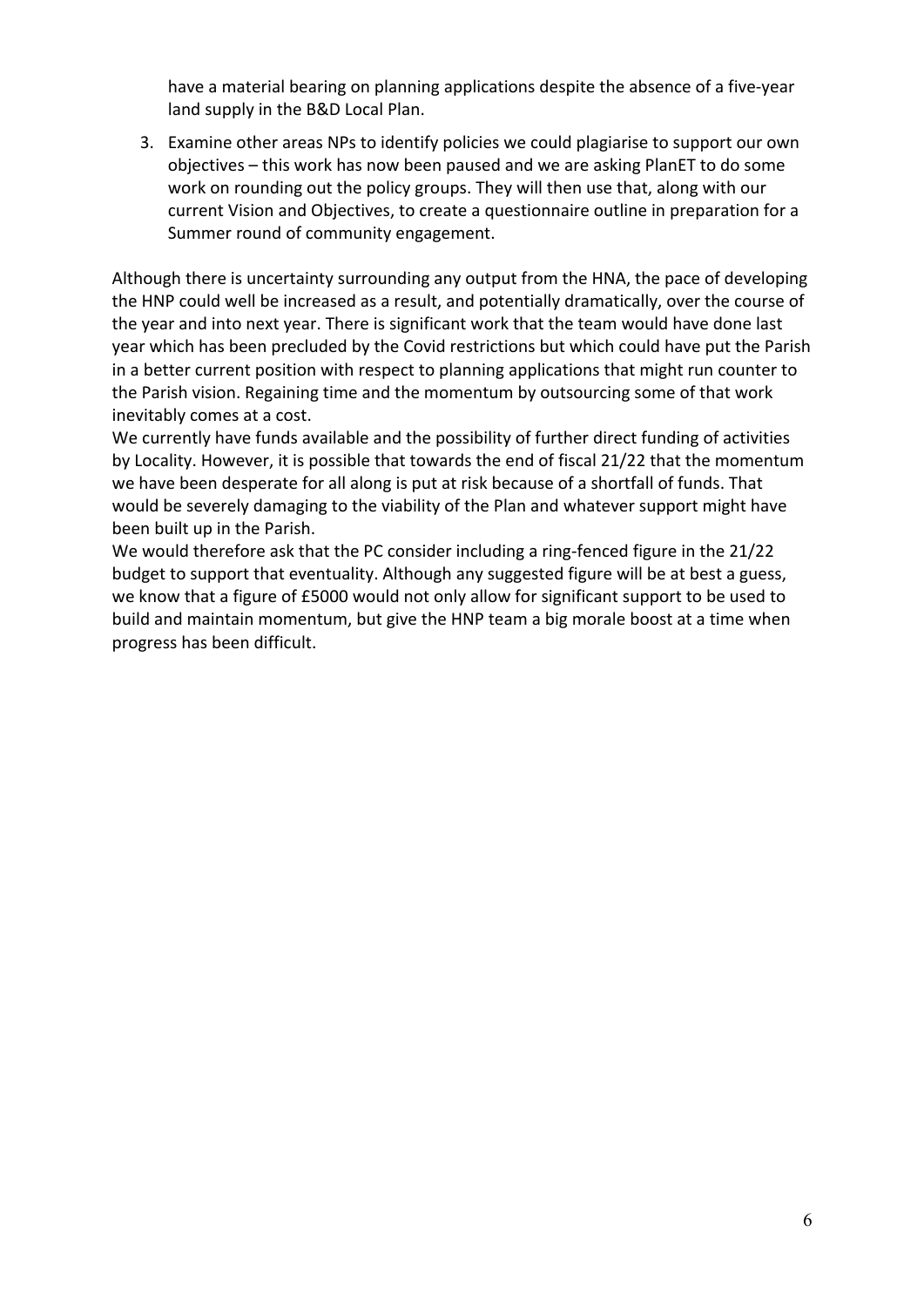have a material bearing on planning applications despite the absence of a five-year land supply in the B&D Local Plan.

3. Examine other areas NPs to identify policies we could plagiarise to support our own objectives – this work has now been paused and we are asking PlanET to do some work on rounding out the policy groups. They will then use that, along with our current Vision and Objectives, to create a questionnaire outline in preparation for a Summer round of community engagement.

Although there is uncertainty surrounding any output from the HNA, the pace of developing the HNP could well be increased as a result, and potentially dramatically, over the course of the year and into next year. There is significant work that the team would have done last year which has been precluded by the Covid restrictions but which could have put the Parish in a better current position with respect to planning applications that might run counter to the Parish vision. Regaining time and the momentum by outsourcing some of that work inevitably comes at a cost.

We currently have funds available and the possibility of further direct funding of activities by Locality. However, it is possible that towards the end of fiscal 21/22 that the momentum we have been desperate for all along is put at risk because of a shortfall of funds. That would be severely damaging to the viability of the Plan and whatever support might have been built up in the Parish.

We would therefore ask that the PC consider including a ring-fenced figure in the 21/22 budget to support that eventuality. Although any suggested figure will be at best a guess, we know that a figure of £5000 would not only allow for significant support to be used to build and maintain momentum, but give the HNP team a big morale boost at a time when progress has been difficult.